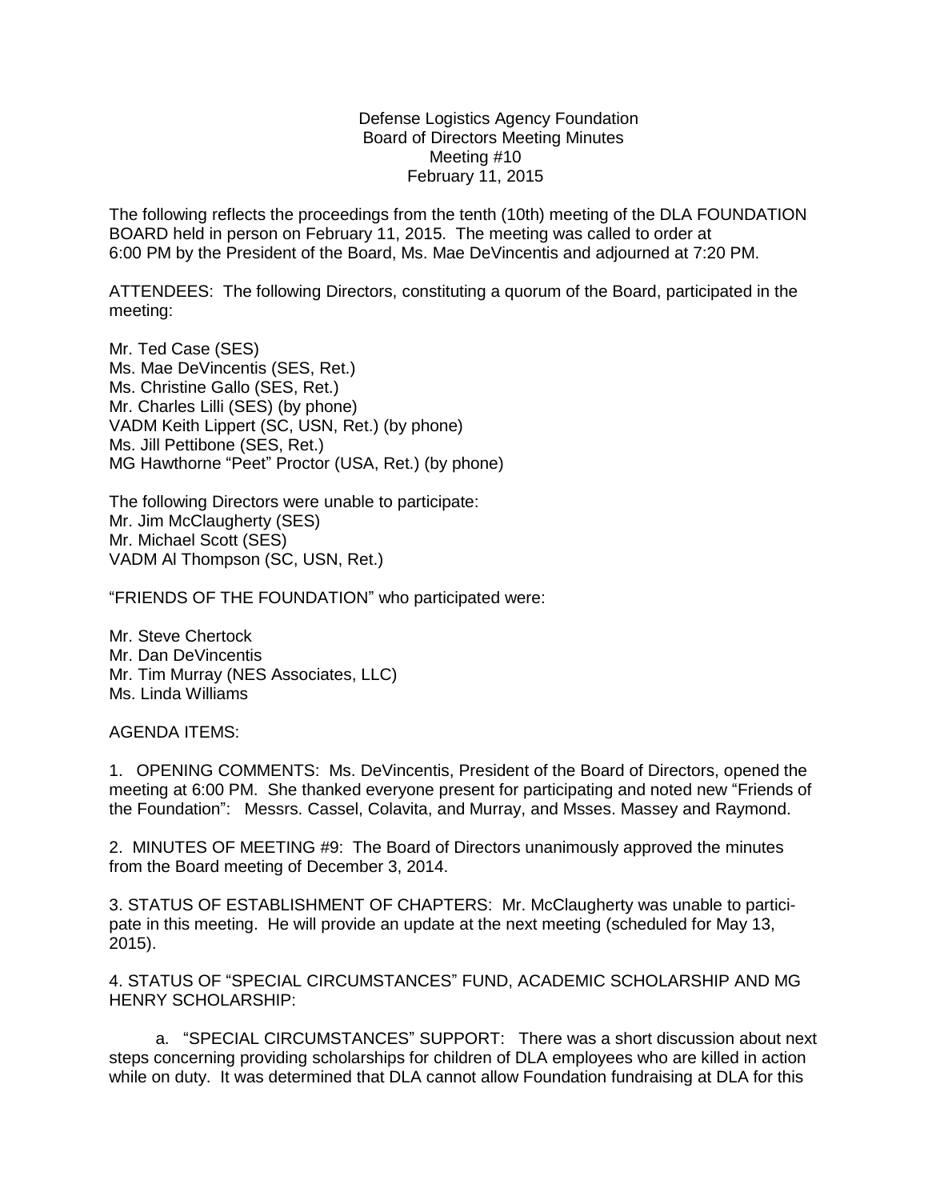# Defense Logistics Agency Foundation
## Board of Directors Meeting Minutes
### Meeting #10
### February 11, 2015

The following reflects the proceedings from the tenth (10th) meeting of the DLA FOUNDATION BOARD held in person on February 11, 2015. The meeting was called to order at 6:00 PM by the President of the Board, Ms. Mae DeVincentis and adjourned at 7:20 PM.

ATTENDEES: The following Directors, constituting a quorum of the Board, participated in the meeting:

Mr. Ted Case (SES)
Ms. Mae DeVincentis (SES, Ret.)
Ms. Christine Gallo (SES, Ret.)
Mr. Charles Lilli (SES) (by phone)
VADM Keith Lippert (SC, USN, Ret.) (by phone)
Ms. Jill Pettibone (SES, Ret.)
MG Hawthorne "Peet" Proctor (USA, Ret.) (by phone)

The following Directors were unable to participate:
Mr. Jim McClaugherty (SES)
Mr. Michael Scott (SES)
VADM Al Thompson (SC, USN, Ret.)

"FRIENDS OF THE FOUNDATION" who participated were:

Mr. Steve Chertock
Mr. Dan DeVincentis
Mr. Tim Murray (NES Associates, LLC)
Ms. Linda Williams

AGENDA ITEMS:

1. OPENING COMMENTS: Ms. DeVincentis, President of the Board of Directors, opened the meeting at 6:00 PM. She thanked everyone present for participating and noted new "Friends of the Foundation": Messrs. Cassel, Colavita, and Murray, and Msses. Massey and Raymond.

2. MINUTES OF MEETING #9: The Board of Directors unanimously approved the minutes from the Board meeting of December 3, 2014.

3. STATUS OF ESTABLISHMENT OF CHAPTERS: Mr. McClaugherty was unable to participate in this meeting. He will provide an update at the next meeting (scheduled for May 13, 2015).

4. STATUS OF "SPECIAL CIRCUMSTANCES" FUND, ACADEMIC SCHOLARSHIP AND MG HENRY SCHOLARSHIP:

a. "SPECIAL CIRCUMSTANCES" SUPPORT: There was a short discussion about next steps concerning providing scholarships for children of DLA employees who are killed in action while on duty. It was determined that DLA cannot allow Foundation fundraising at DLA for this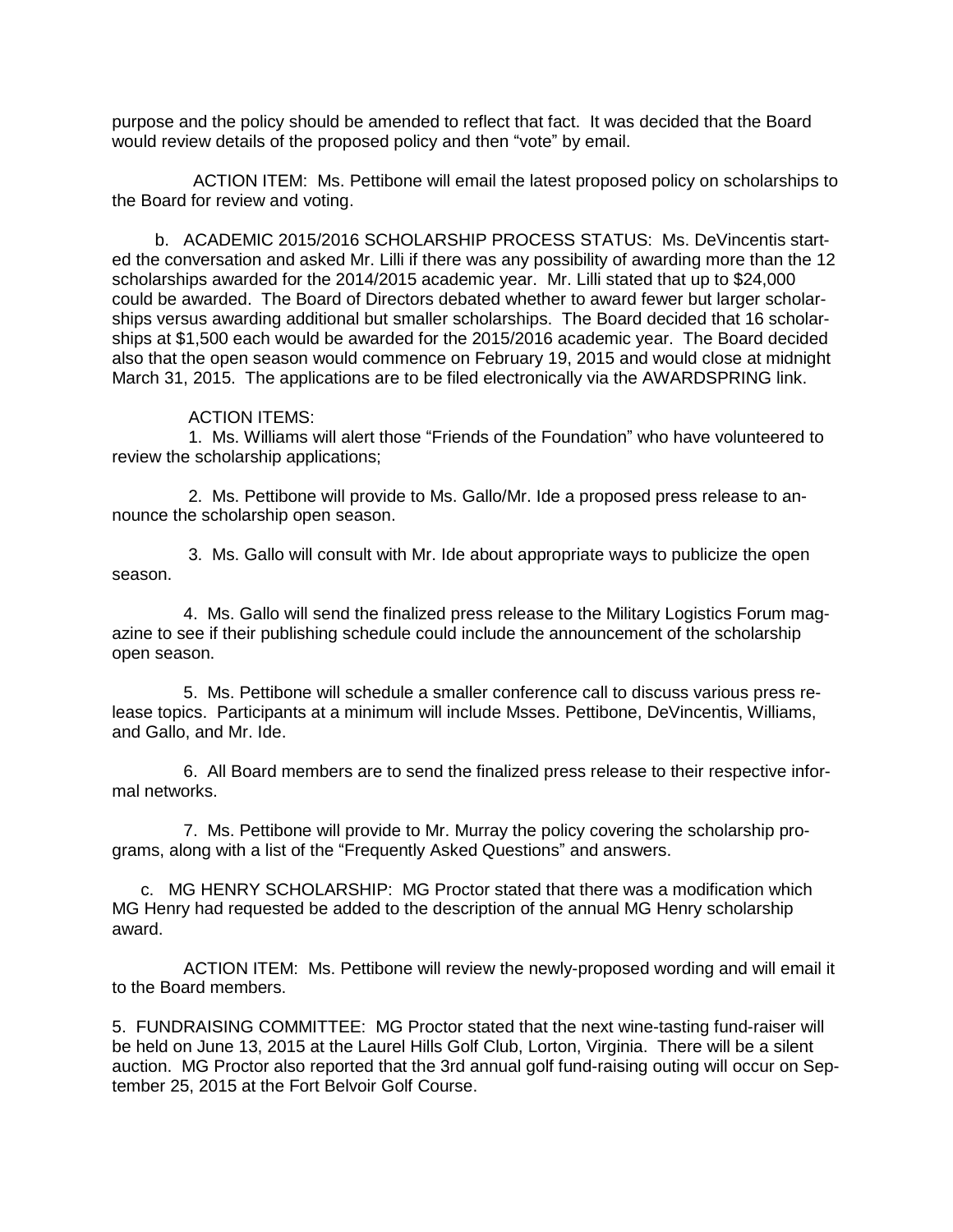purpose and the policy should be amended to reflect that fact. It was decided that the Board would review details of the proposed policy and then "vote" by email.

ACTION ITEM: Ms. Pettibone will email the latest proposed policy on scholarships to the Board for review and voting.

b. ACADEMIC 2015/2016 SCHOLARSHIP PROCESS STATUS: Ms. DeVincentis started the conversation and asked Mr. Lilli if there was any possibility of awarding more than the 12 scholarships awarded for the 2014/2015 academic year. Mr. Lilli stated that up to $24,000 could be awarded. The Board of Directors debated whether to award fewer but larger scholarships versus awarding additional but smaller scholarships. The Board decided that 16 scholarships at $1,500 each would be awarded for the 2015/2016 academic year. The Board decided also that the open season would commence on February 19, 2015 and would close at midnight March 31, 2015. The applications are to be filed electronically via the AWARDSPRING link.

ACTION ITEMS:

1. Ms. Williams will alert those "Friends of the Foundation" who have volunteered to review the scholarship applications;

2. Ms. Pettibone will provide to Ms. Gallo/Mr. Ide a proposed press release to announce the scholarship open season.

3. Ms. Gallo will consult with Mr. Ide about appropriate ways to publicize the open season.

4. Ms. Gallo will send the finalized press release to the Military Logistics Forum magazine to see if their publishing schedule could include the announcement of the scholarship open season.

5. Ms. Pettibone will schedule a smaller conference call to discuss various press release topics. Participants at a minimum will include Msses. Pettibone, DeVincentis, Williams, and Gallo, and Mr. Ide.

6. All Board members are to send the finalized press release to their respective informal networks.

7. Ms. Pettibone will provide to Mr. Murray the policy covering the scholarship programs, along with a list of the "Frequently Asked Questions" and answers.

c. MG HENRY SCHOLARSHIP: MG Proctor stated that there was a modification which MG Henry had requested be added to the description of the annual MG Henry scholarship award.

ACTION ITEM: Ms. Pettibone will review the newly-proposed wording and will email it to the Board members.

5. FUNDRAISING COMMITTEE: MG Proctor stated that the next wine-tasting fund-raiser will be held on June 13, 2015 at the Laurel Hills Golf Club, Lorton, Virginia. There will be a silent auction. MG Proctor also reported that the 3rd annual golf fund-raising outing will occur on September 25, 2015 at the Fort Belvoir Golf Course.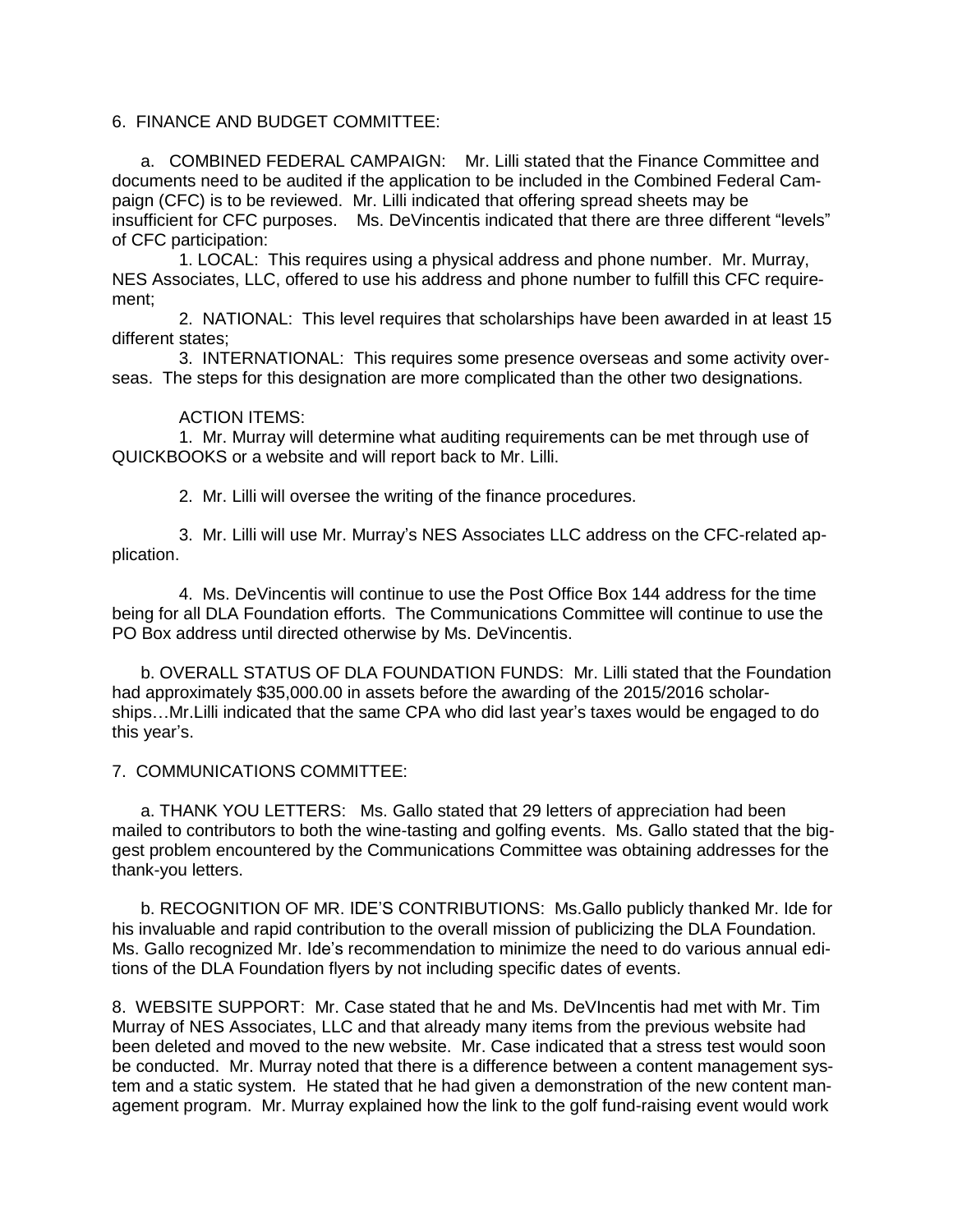6. FINANCE AND BUDGET COMMITTEE:

a. COMBINED FEDERAL CAMPAIGN: Mr. Lilli stated that the Finance Committee and documents need to be audited if the application to be included in the Combined Federal Campaign (CFC) is to be reviewed. Mr. Lilli indicated that offering spread sheets may be insufficient for CFC purposes. Ms. DeVincentis indicated that there are three different "levels" of CFC participation:

1. LOCAL: This requires using a physical address and phone number. Mr. Murray, NES Associates, LLC, offered to use his address and phone number to fulfill this CFC requirement;

2. NATIONAL: This level requires that scholarships have been awarded in at least 15 different states;

3. INTERNATIONAL: This requires some presence overseas and some activity overseas. The steps for this designation are more complicated than the other two designations.

ACTION ITEMS:

1. Mr. Murray will determine what auditing requirements can be met through use of QUICKBOOKS or a website and will report back to Mr. Lilli.

2. Mr. Lilli will oversee the writing of the finance procedures.

3. Mr. Lilli will use Mr. Murray's NES Associates LLC address on the CFC-related application.

4. Ms. DeVincentis will continue to use the Post Office Box 144 address for the time being for all DLA Foundation efforts. The Communications Committee will continue to use the PO Box address until directed otherwise by Ms. DeVincentis.

b. OVERALL STATUS OF DLA FOUNDATION FUNDS: Mr. Lilli stated that the Foundation had approximately $35,000.00 in assets before the awarding of the 2015/2016 scholarships…Mr.Lilli indicated that the same CPA who did last year's taxes would be engaged to do this year's.

7. COMMUNICATIONS COMMITTEE:

a. THANK YOU LETTERS: Ms. Gallo stated that 29 letters of appreciation had been mailed to contributors to both the wine-tasting and golfing events. Ms. Gallo stated that the biggest problem encountered by the Communications Committee was obtaining addresses for the thank-you letters.

b. RECOGNITION OF MR. IDE'S CONTRIBUTIONS: Ms.Gallo publicly thanked Mr. Ide for his invaluable and rapid contribution to the overall mission of publicizing the DLA Foundation. Ms. Gallo recognized Mr. Ide's recommendation to minimize the need to do various annual editions of the DLA Foundation flyers by not including specific dates of events.

8. WEBSITE SUPPORT: Mr. Case stated that he and Ms. DeVIncentis had met with Mr. Tim Murray of NES Associates, LLC and that already many items from the previous website had been deleted and moved to the new website. Mr. Case indicated that a stress test would soon be conducted. Mr. Murray noted that there is a difference between a content management system and a static system. He stated that he had given a demonstration of the new content management program. Mr. Murray explained how the link to the golf fund-raising event would work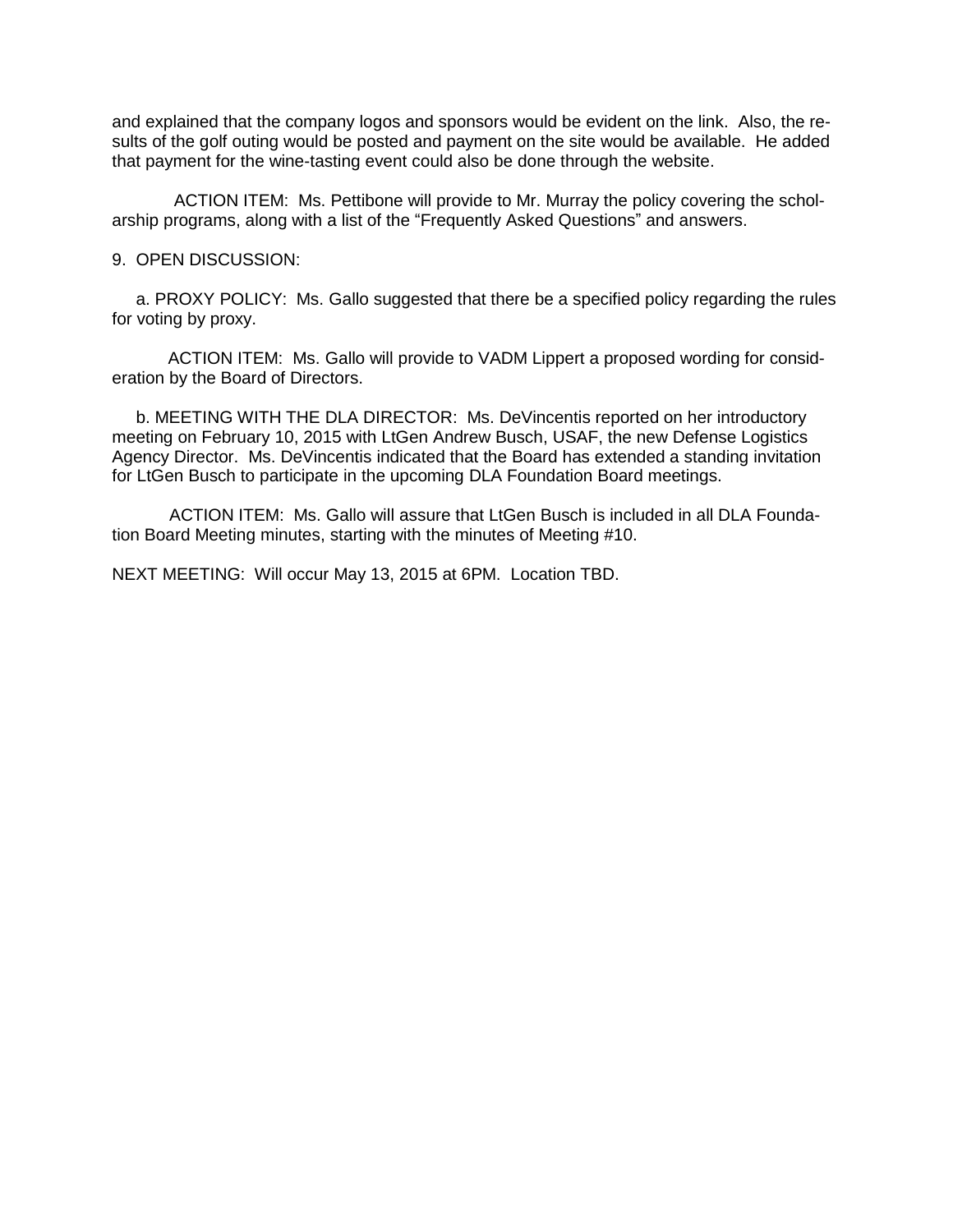and explained that the company logos and sponsors would be evident on the link. Also, the results of the golf outing would be posted and payment on the site would be available. He added that payment for the wine-tasting event could also be done through the website.

ACTION ITEM: Ms. Pettibone will provide to Mr. Murray the policy covering the scholarship programs, along with a list of the "Frequently Asked Questions" and answers.

9. OPEN DISCUSSION:

a. PROXY POLICY: Ms. Gallo suggested that there be a specified policy regarding the rules for voting by proxy.

ACTION ITEM: Ms. Gallo will provide to VADM Lippert a proposed wording for consideration by the Board of Directors.

b. MEETING WITH THE DLA DIRECTOR: Ms. DeVincentis reported on her introductory meeting on February 10, 2015 with LtGen Andrew Busch, USAF, the new Defense Logistics Agency Director. Ms. DeVincentis indicated that the Board has extended a standing invitation for LtGen Busch to participate in the upcoming DLA Foundation Board meetings.

ACTION ITEM: Ms. Gallo will assure that LtGen Busch is included in all DLA Foundation Board Meeting minutes, starting with the minutes of Meeting #10.

NEXT MEETING: Will occur May 13, 2015 at 6PM. Location TBD.